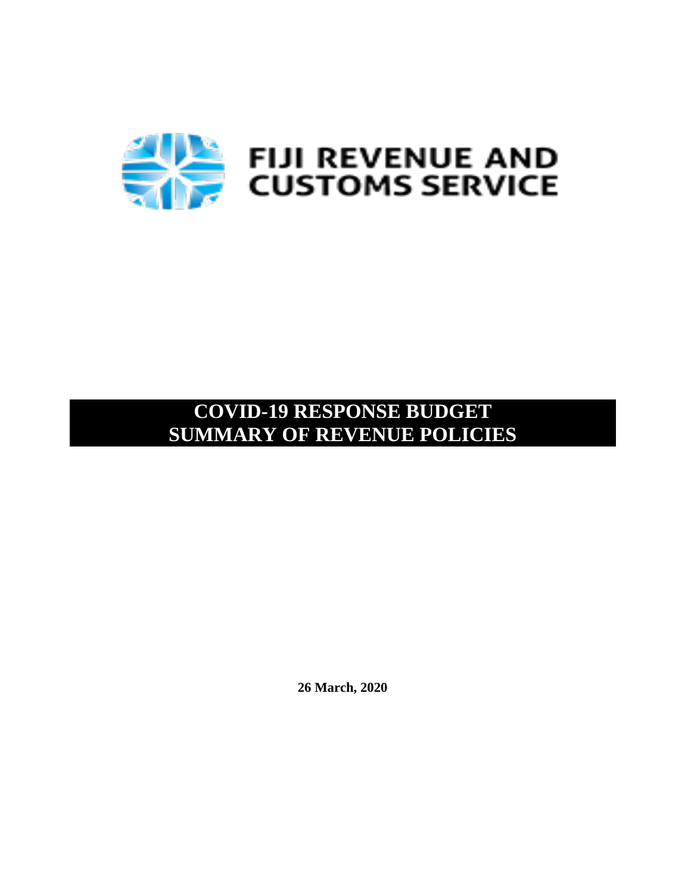FIJI REVENUE AND CUSTOMS SERVICE

# COVID-19 RESPONSE BUDGET SUMMARY OF REVENUE POLICIES

**26 March, 2020**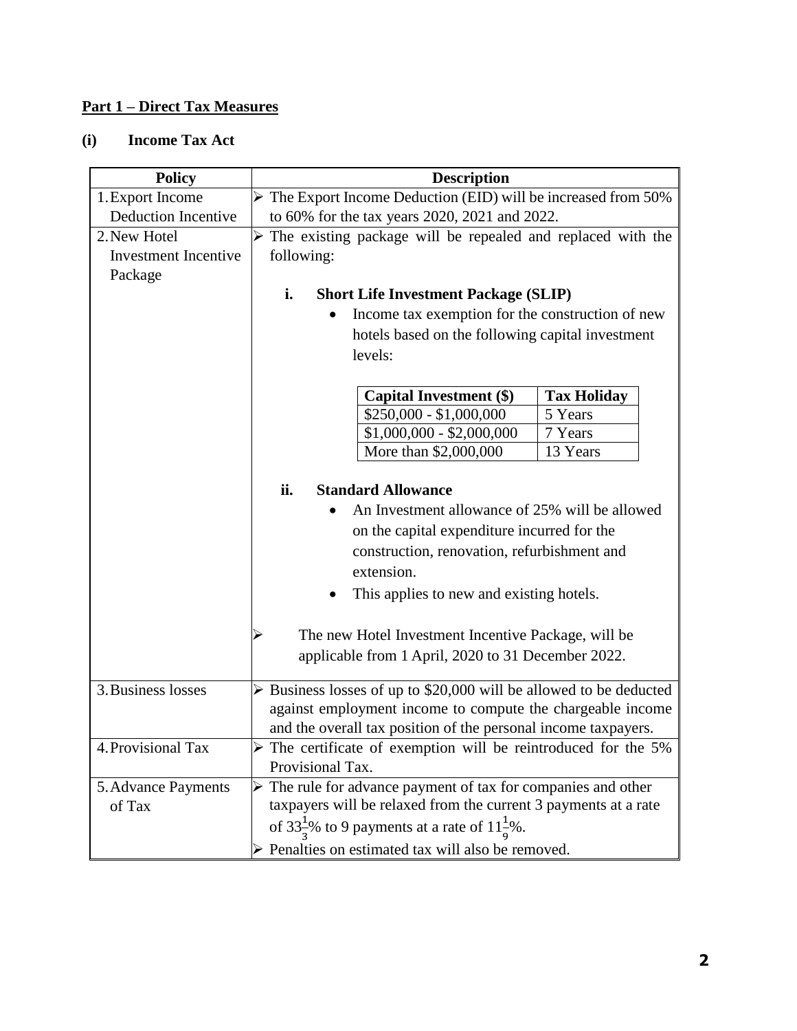## Part 1 – Direct Tax Measures

### (i) Income Tax Act

| Policy | Description |
|---|---|
| 1. Export Income Deduction Incentive | ➢ The Export Income Deduction (EID) will be increased from 50% to 60% for the tax years 2020, 2021 and 2022. |
| 2. New Hotel Investment Incentive Package | ➢ The existing package will be repealed and replaced with the following:<br><br>**i. Short Life Investment Package (SLIP)**<br>• Income tax exemption for the construction of new hotels based on the following capital investment levels:<br><br>**Capital Investment ($)** — **Tax Holiday**<br>$250,000 - $1,000,000 — 5 Years<br>$1,000,000 - $2,000,000 — 7 Years<br>More than $2,000,000 — 13 Years<br><br>**ii. Standard Allowance**<br>• An Investment allowance of 25% will be allowed on the capital expenditure incurred for the construction, renovation, refurbishment and extension.<br>• This applies to new and existing hotels.<br><br>➢ The new Hotel Investment Incentive Package, will be applicable from 1 April, 2020 to 31 December 2022. |
| 3. Business losses | ➢ Business losses of up to $20,000 will be allowed to be deducted against employment income to compute the chargeable income and the overall tax position of the personal income taxpayers. |
| 4. Provisional Tax | ➢ The certificate of exemption will be reintroduced for the 5% Provisional Tax. |
| 5. Advance Payments of Tax | ➢ The rule for advance payment of tax for companies and other taxpayers will be relaxed from the current 3 payments at a rate of $33\frac{1}{3}$% to 9 payments at a rate of $11\frac{1}{9}$%.<br>➢ Penalties on estimated tax will also be removed. |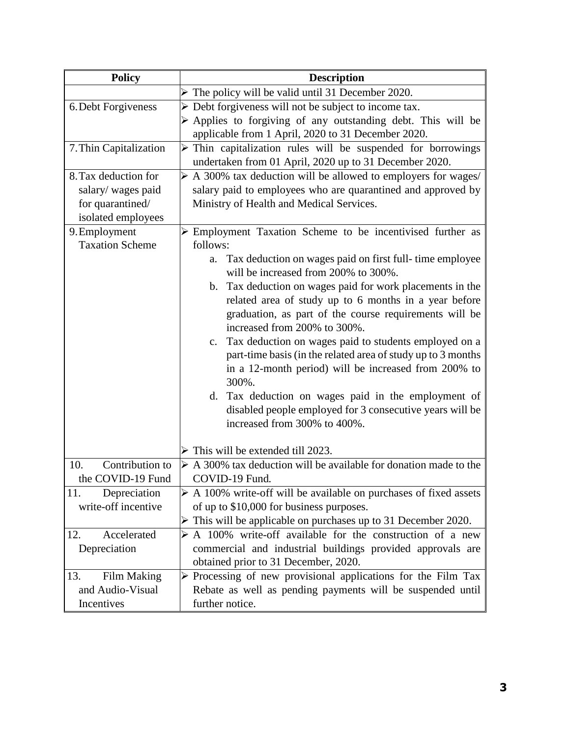| Policy | Description |
| --- | --- |
| | ➢ The policy will be valid until 31 December 2020. |
| 6. Debt Forgiveness | ➢ Debt forgiveness will not be subject to income tax.<br>➢ Applies to forgiving of any outstanding debt. This will be applicable from 1 April, 2020 to 31 December 2020. |
| 7. Thin Capitalization | ➢ Thin capitalization rules will be suspended for borrowings undertaken from 01 April, 2020 up to 31 December 2020. |
| 8. Tax deduction for salary/ wages paid for quarantined/ isolated employees | ➢ A 300% tax deduction will be allowed to employers for wages/ salary paid to employees who are quarantined and approved by Ministry of Health and Medical Services. |
| 9. Employment Taxation Scheme | ➢ Employment Taxation Scheme to be incentivised further as follows:<br>a. Tax deduction on wages paid on first full- time employee will be increased from 200% to 300%.<br>b. Tax deduction on wages paid for work placements in the related area of study up to 6 months in a year before graduation, as part of the course requirements will be increased from 200% to 300%.<br>c. Tax deduction on wages paid to students employed on a part-time basis (in the related area of study up to 3 months in a 12-month period) will be increased from 200% to 300%.<br>d. Tax deduction on wages paid in the employment of disabled people employed for 3 consecutive years will be increased from 300% to 400%.<br><br>➢ This will be extended till 2023. |
| 10. Contribution to the COVID-19 Fund | ➢ A 300% tax deduction will be available for donation made to the COVID-19 Fund. |
| 11. Depreciation write-off incentive | ➢ A 100% write-off will be available on purchases of fixed assets of up to $10,000 for business purposes.<br>➢ This will be applicable on purchases up to 31 December 2020. |
| 12. Accelerated Depreciation | ➢ A 100% write-off available for the construction of a new commercial and industrial buildings provided approvals are obtained prior to 31 December, 2020. |
| 13. Film Making and Audio-Visual Incentives | ➢ Processing of new provisional applications for the Film Tax Rebate as well as pending payments will be suspended until further notice. |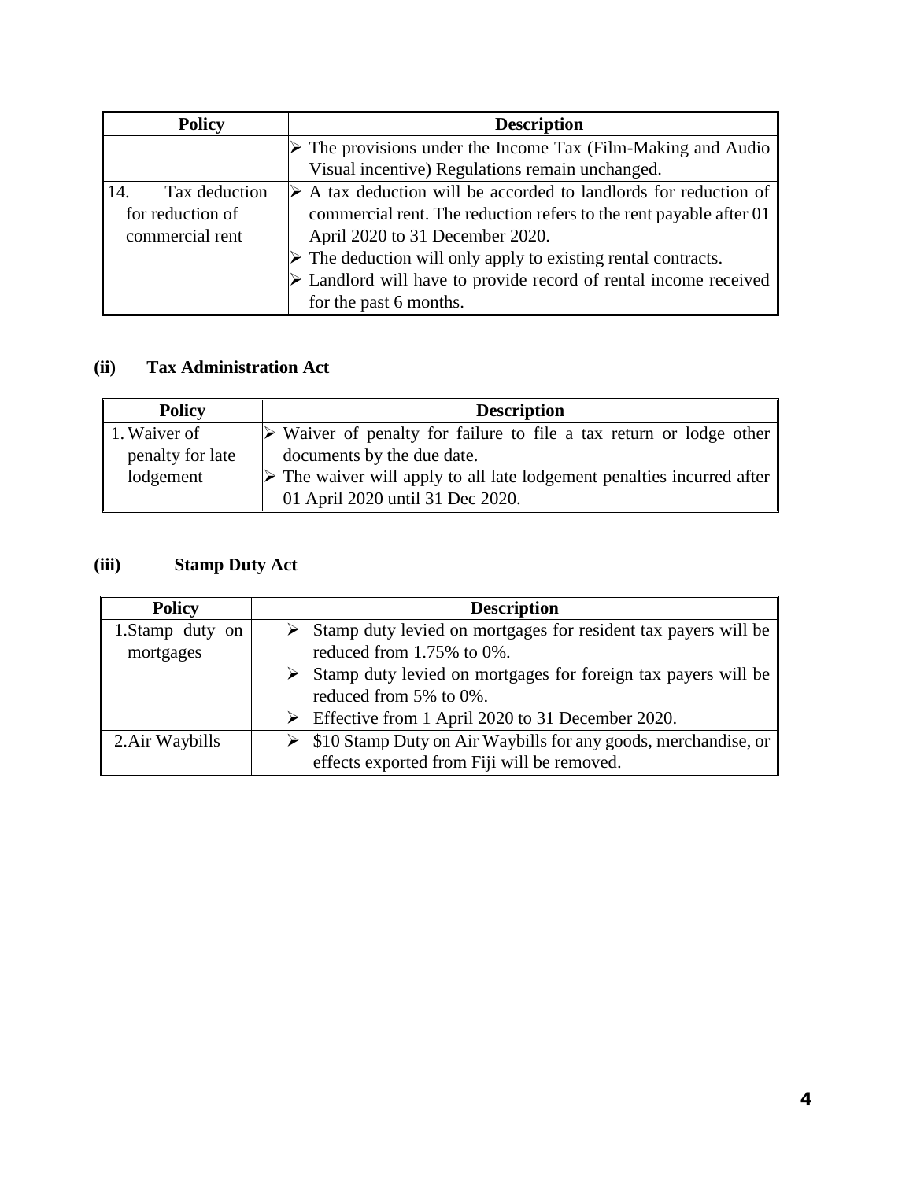| Policy | Description |
|---|---|
| | ➢ The provisions under the Income Tax (Film-Making and Audio Visual incentive) Regulations remain unchanged. |
| 14. Tax deduction for reduction of commercial rent | ➢ A tax deduction will be accorded to landlords for reduction of commercial rent. The reduction refers to the rent payable after 01 April 2020 to 31 December 2020.<br>➢ The deduction will only apply to existing rental contracts.<br>➢ Landlord will have to provide record of rental income received for the past 6 months. |

### (ii) Tax Administration Act

| Policy | Description |
|---|---|
| 1. Waiver of penalty for late lodgement | ➢ Waiver of penalty for failure to file a tax return or lodge other documents by the due date.<br>➢ The waiver will apply to all late lodgement penalties incurred after 01 April 2020 until 31 Dec 2020. |

### (iii) Stamp Duty Act

| Policy | Description |
|---|---|
| 1.Stamp duty on mortgages | ➢ Stamp duty levied on mortgages for resident tax payers will be reduced from 1.75% to 0%.<br>➢ Stamp duty levied on mortgages for foreign tax payers will be reduced from 5% to 0%.<br>➢ Effective from 1 April 2020 to 31 December 2020. |
| 2.Air Waybills | ➢ $10 Stamp Duty on Air Waybills for any goods, merchandise, or effects exported from Fiji will be removed. |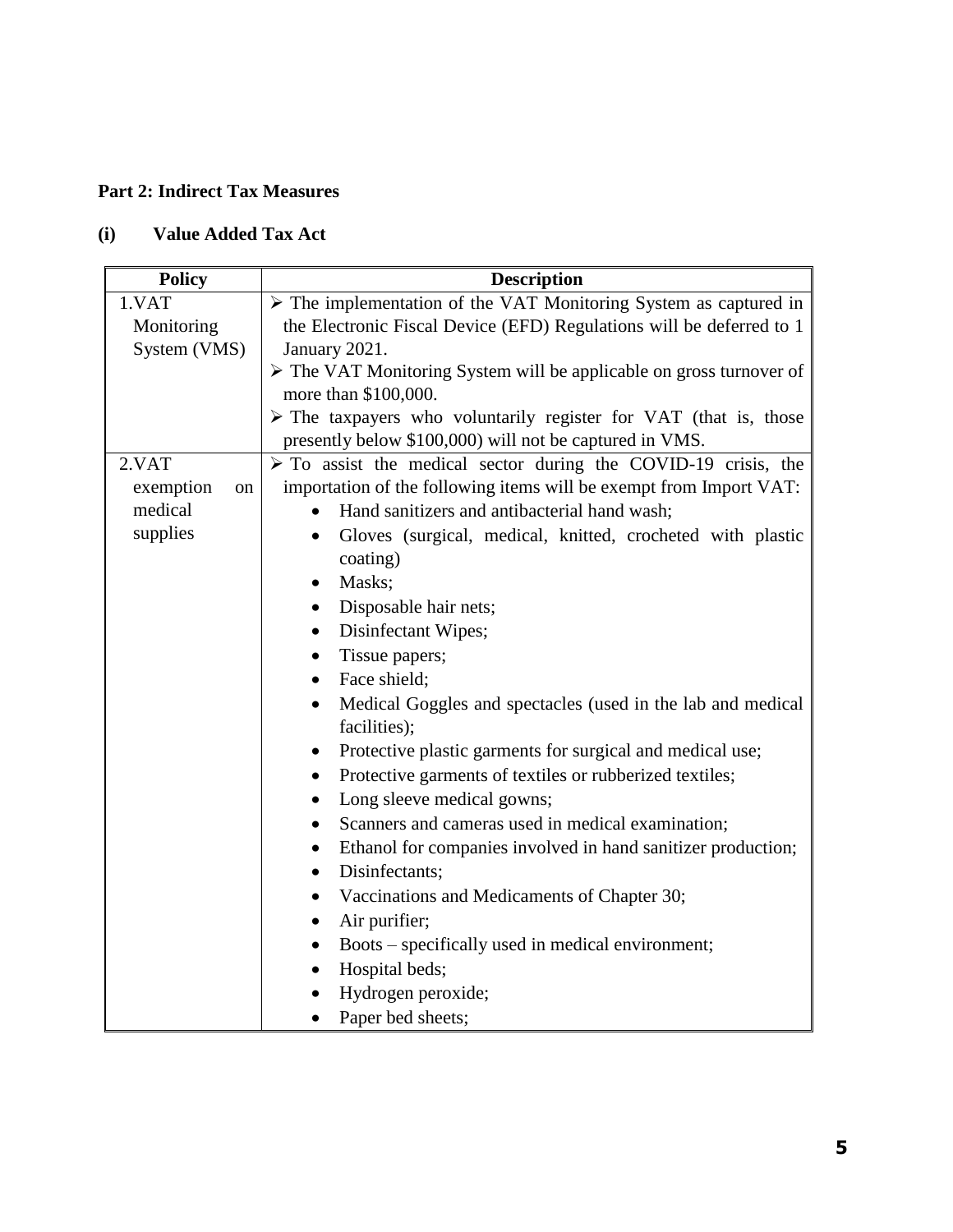**Part 2: Indirect Tax Measures**

**(i) Value Added Tax Act**

| Policy | Description |
|---|---|
| 1.VAT Monitoring System (VMS) | ➢ The implementation of the VAT Monitoring System as captured in the Electronic Fiscal Device (EFD) Regulations will be deferred to 1 January 2021.<br>➢ The VAT Monitoring System will be applicable on gross turnover of more than $100,000.<br>➢ The taxpayers who voluntarily register for VAT (that is, those presently below $100,000) will not be captured in VMS. |
| 2.VAT exemption on medical supplies | ➢ To assist the medical sector during the COVID-19 crisis, the importation of the following items will be exempt from Import VAT:<br>• Hand sanitizers and antibacterial hand wash;<br>• Gloves (surgical, medical, knitted, crocheted with plastic coating)<br>• Masks;<br>• Disposable hair nets;<br>• Disinfectant Wipes;<br>• Tissue papers;<br>• Face shield;<br>• Medical Goggles and spectacles (used in the lab and medical facilities);<br>• Protective plastic garments for surgical and medical use;<br>• Protective garments of textiles or rubberized textiles;<br>• Long sleeve medical gowns;<br>• Scanners and cameras used in medical examination;<br>• Ethanol for companies involved in hand sanitizer production;<br>• Disinfectants;<br>• Vaccinations and Medicaments of Chapter 30;<br>• Air purifier;<br>• Boots – specifically used in medical environment;<br>• Hospital beds;<br>• Hydrogen peroxide;<br>• Paper bed sheets; |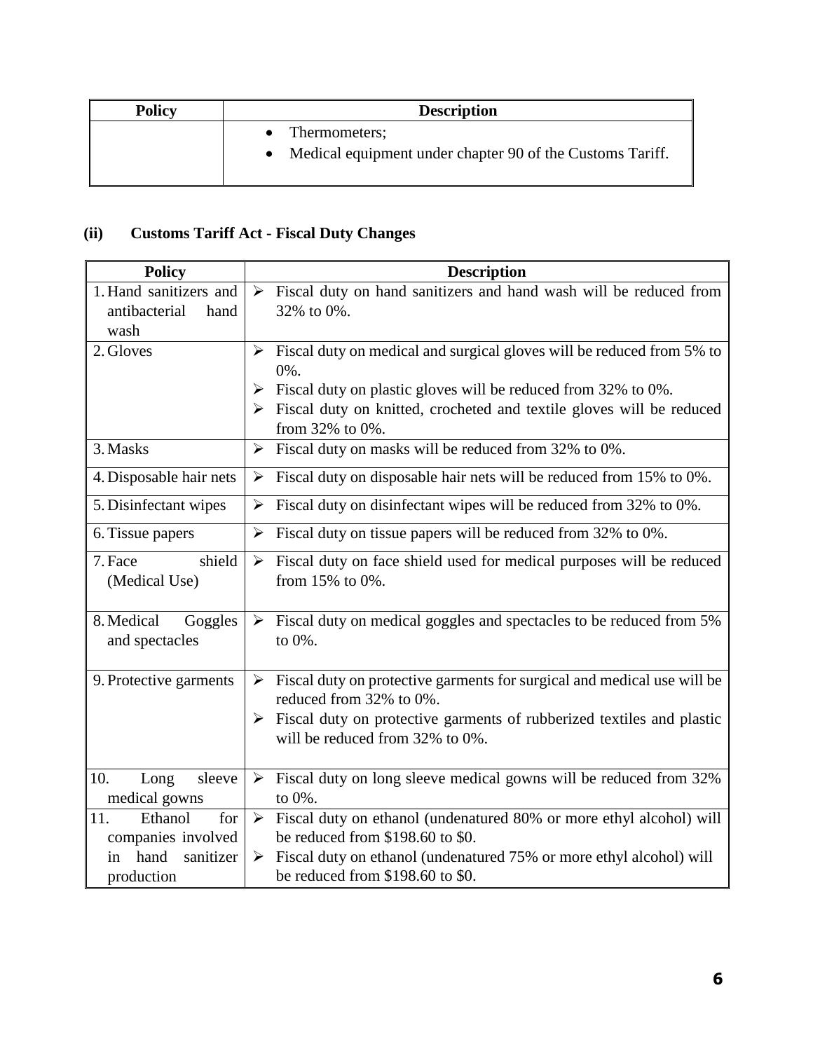| Policy | Description |
|---|---|
| | • Thermometers;<br>• Medical equipment under chapter 90 of the Customs Tariff. |

### (ii) Customs Tariff Act - Fiscal Duty Changes

| Policy | Description |
|---|---|
| 1. Hand sanitizers and antibacterial hand wash | ➢ Fiscal duty on hand sanitizers and hand wash will be reduced from 32% to 0%. |
| 2. Gloves | ➢ Fiscal duty on medical and surgical gloves will be reduced from 5% to 0%.<br>➢ Fiscal duty on plastic gloves will be reduced from 32% to 0%.<br>➢ Fiscal duty on knitted, crocheted and textile gloves will be reduced from 32% to 0%. |
| 3. Masks | ➢ Fiscal duty on masks will be reduced from 32% to 0%. |
| 4. Disposable hair nets | ➢ Fiscal duty on disposable hair nets will be reduced from 15% to 0%. |
| 5. Disinfectant wipes | ➢ Fiscal duty on disinfectant wipes will be reduced from 32% to 0%. |
| 6. Tissue papers | ➢ Fiscal duty on tissue papers will be reduced from 32% to 0%. |
| 7. Face shield (Medical Use) | ➢ Fiscal duty on face shield used for medical purposes will be reduced from 15% to 0%. |
| 8. Medical Goggles and spectacles | ➢ Fiscal duty on medical goggles and spectacles to be reduced from 5% to 0%. |
| 9. Protective garments | ➢ Fiscal duty on protective garments for surgical and medical use will be reduced from 32% to 0%.<br>➢ Fiscal duty on protective garments of rubberized textiles and plastic will be reduced from 32% to 0%. |
| 10. Long sleeve medical gowns | ➢ Fiscal duty on long sleeve medical gowns will be reduced from 32% to 0%. |
| 11. Ethanol for companies involved in hand sanitizer production | ➢ Fiscal duty on ethanol (undenatured 80% or more ethyl alcohol) will be reduced from $198.60 to $0.<br>➢ Fiscal duty on ethanol (undenatured 75% or more ethyl alcohol) will be reduced from $198.60 to $0. |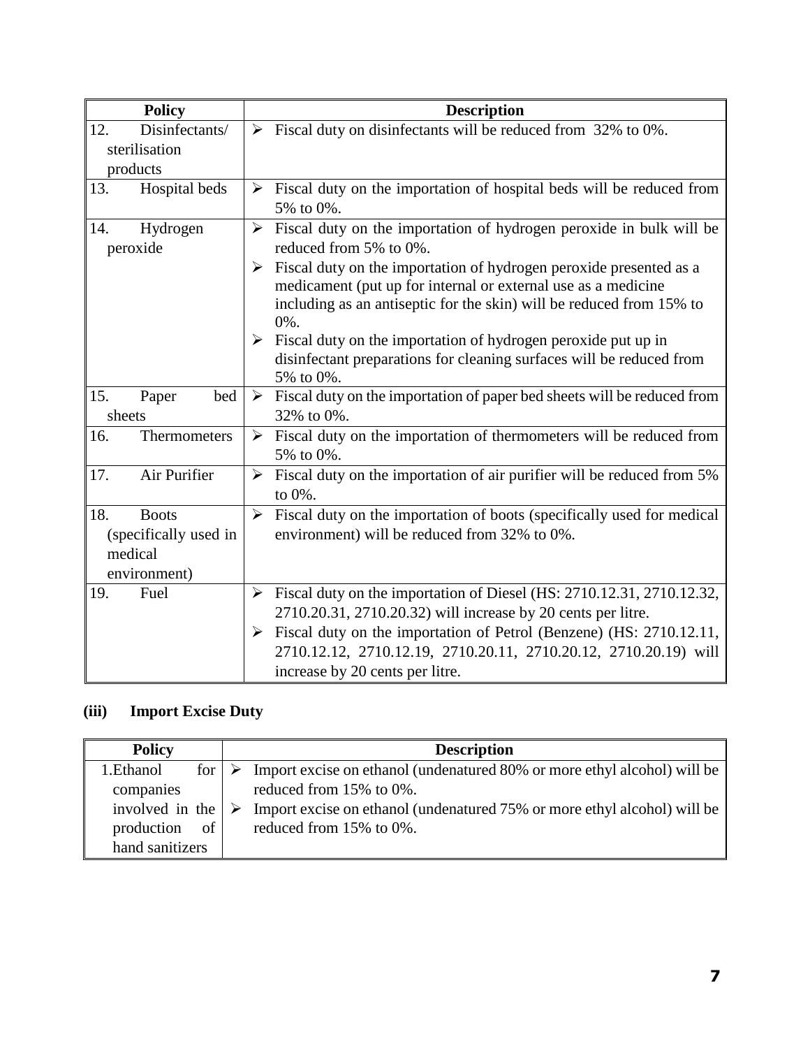| Policy | Description |
|---|---|
| 12. Disinfectants/ sterilisation products | ➢ Fiscal duty on disinfectants will be reduced from 32% to 0%. |
| 13. Hospital beds | ➢ Fiscal duty on the importation of hospital beds will be reduced from 5% to 0%. |
| 14. Hydrogen peroxide | ➢ Fiscal duty on the importation of hydrogen peroxide in bulk will be reduced from 5% to 0%.<br>➢ Fiscal duty on the importation of hydrogen peroxide presented as a medicament (put up for internal or external use as a medicine including as an antiseptic for the skin) will be reduced from 15% to 0%.<br>➢ Fiscal duty on the importation of hydrogen peroxide put up in disinfectant preparations for cleaning surfaces will be reduced from 5% to 0%. |
| 15. Paper bed sheets | ➢ Fiscal duty on the importation of paper bed sheets will be reduced from 32% to 0%. |
| 16. Thermometers | ➢ Fiscal duty on the importation of thermometers will be reduced from 5% to 0%. |
| 17. Air Purifier | ➢ Fiscal duty on the importation of air purifier will be reduced from 5% to 0%. |
| 18. Boots (specifically used in medical environment) | ➢ Fiscal duty on the importation of boots (specifically used for medical environment) will be reduced from 32% to 0%. |
| 19. Fuel | ➢ Fiscal duty on the importation of Diesel (HS: 2710.12.31, 2710.12.32, 2710.20.31, 2710.20.32) will increase by 20 cents per litre.<br>➢ Fiscal duty on the importation of Petrol (Benzene) (HS: 2710.12.11, 2710.12.12, 2710.12.19, 2710.20.11, 2710.20.12, 2710.20.19) will increase by 20 cents per litre. |

### (iii) Import Excise Duty

| Policy | Description |
|---|---|
| 1. Ethanol for companies involved in the production of hand sanitizers | ➢ Import excise on ethanol (undenatured 80% or more ethyl alcohol) will be reduced from 15% to 0%.<br>➢ Import excise on ethanol (undenatured 75% or more ethyl alcohol) will be reduced from 15% to 0%. |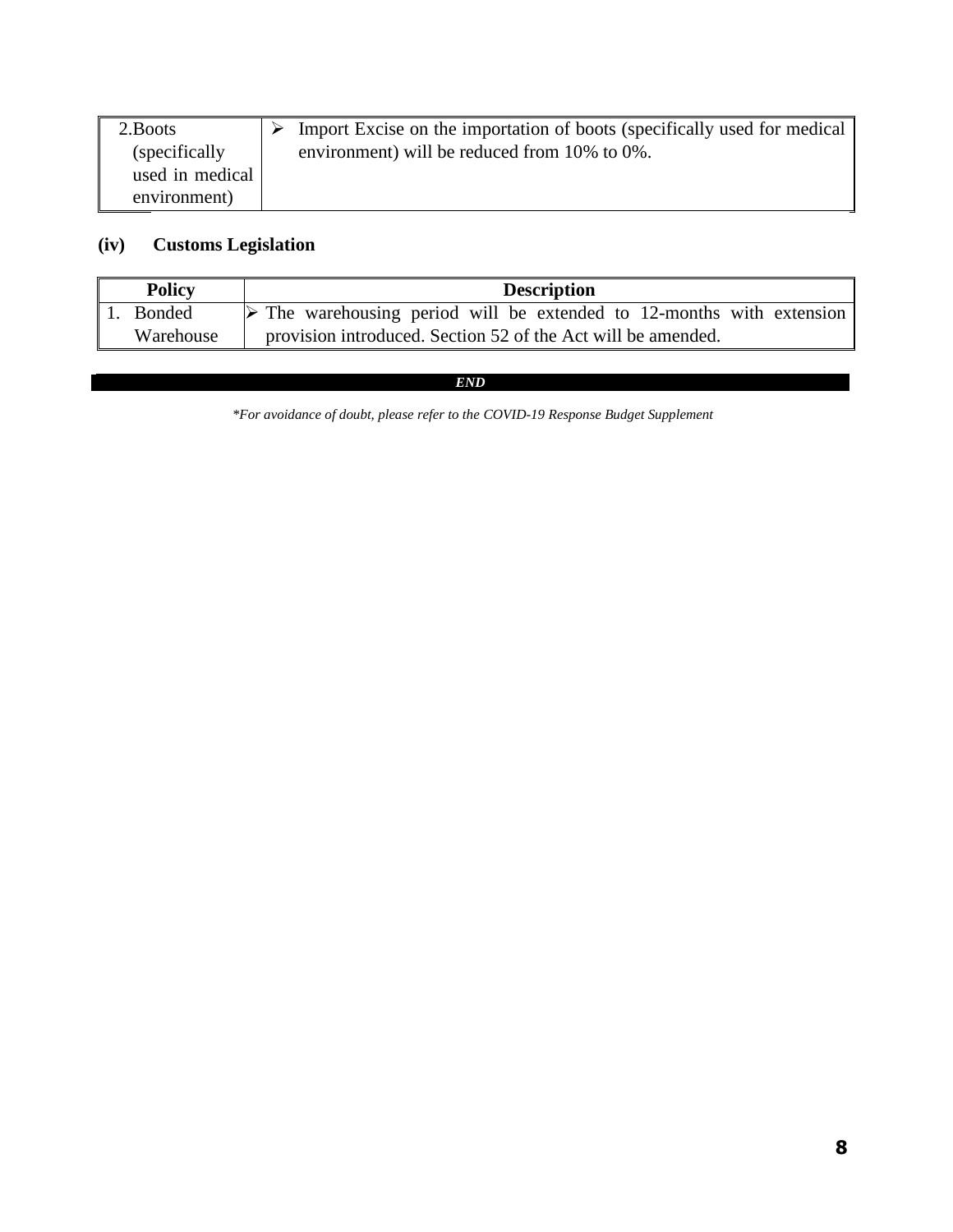| | |
|---|---|
| 2.Boots (specifically used in medical environment) | ➢ Import Excise on the importation of boots (specifically used for medical environment) will be reduced from 10% to 0%. |

### (iv) Customs Legislation

| Policy | Description |
|---|---|
| 1. Bonded Warehouse | ➢ The warehousing period will be extended to 12-months with extension provision introduced. Section 52 of the Act will be amended. |

***END***

*\*For avoidance of doubt, please refer to the COVID-19 Response Budget Supplement*